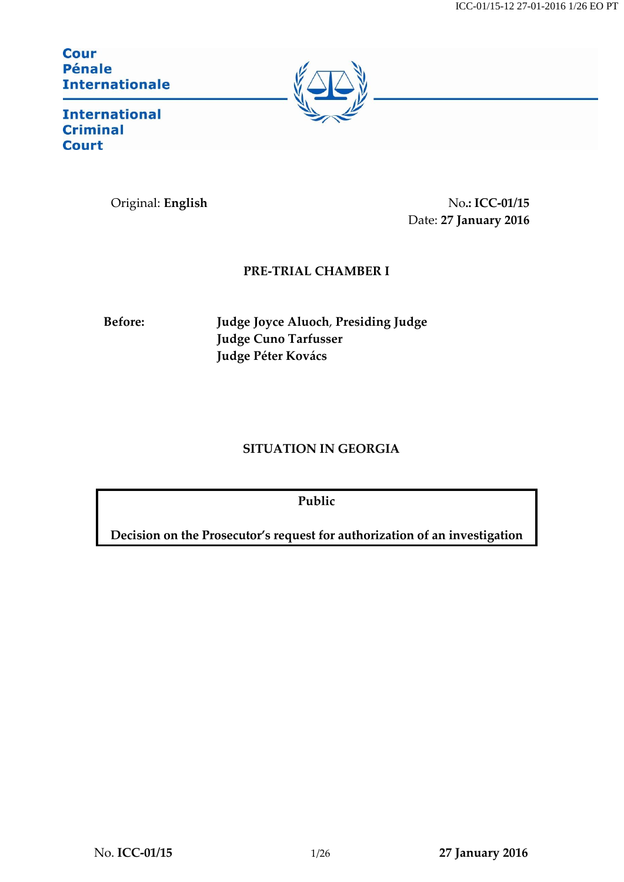Cour
Pénale
Internationale

International
Criminal
Court

Original: **English**

No.: **ICC-01/15**
Date: **27 January 2016**

**PRE-TRIAL CHAMBER I**

**Before:** **Judge Joyce Aluoch, Presiding Judge**
**Judge Cuno Tarfusser**
**Judge Péter Kovács**

**SITUATION IN GEORGIA**

**Public**

**Decision on the Prosecutor's request for authorization of an investigation**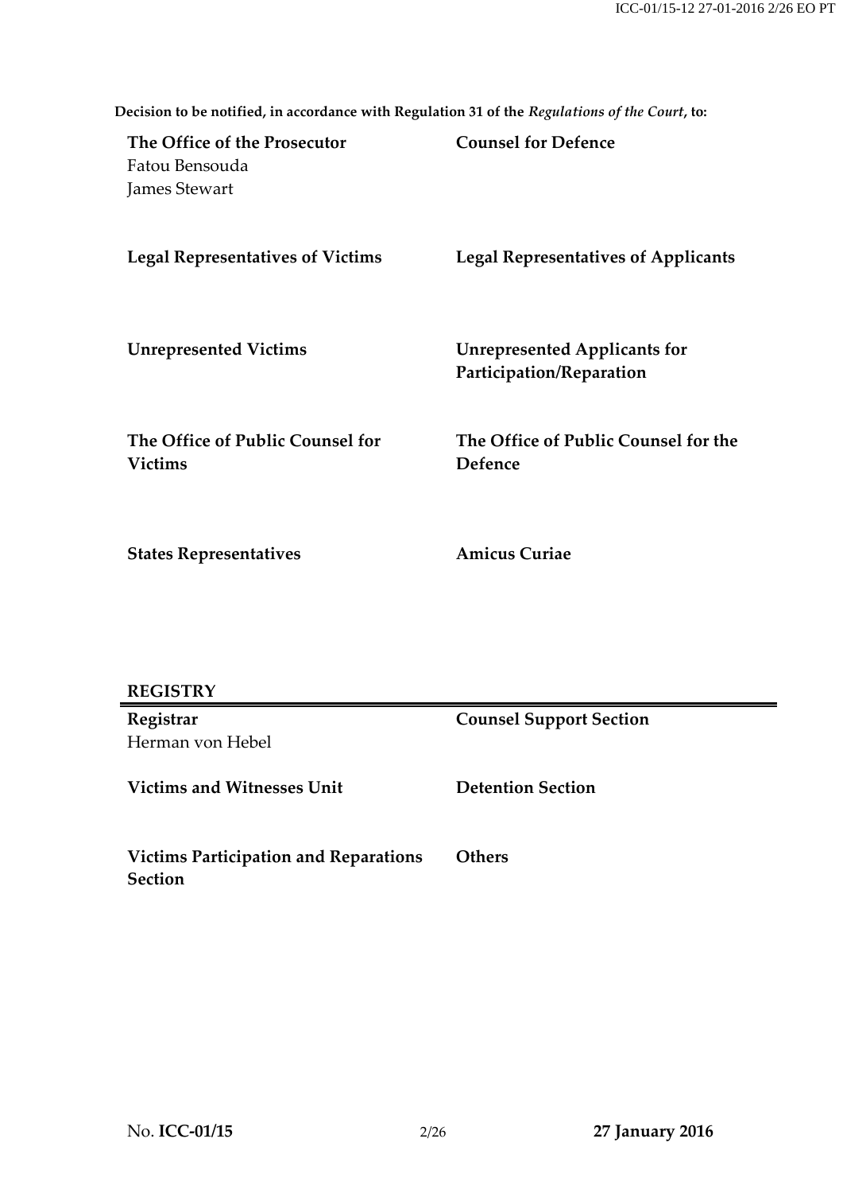**Decision to be notified, in accordance with Regulation 31 of the *Regulations of the Court*, to:**

| | |
|---|---|
| **The Office of the Prosecutor**<br>Fatou Bensouda<br>James Stewart | **Counsel for Defence** |
| **Legal Representatives of Victims** | **Legal Representatives of Applicants** |
| **Unrepresented Victims** | **Unrepresented Applicants for Participation/Reparation** |
| **The Office of Public Counsel for Victims** | **The Office of Public Counsel for the Defence** |
| **States Representatives** | **Amicus Curiae** |

**REGISTRY**

| | |
|---|---|
| **Registrar**<br>Herman von Hebel | **Counsel Support Section** |
| **Victims and Witnesses Unit** | **Detention Section** |
| **Victims Participation and Reparations Section** | **Others** |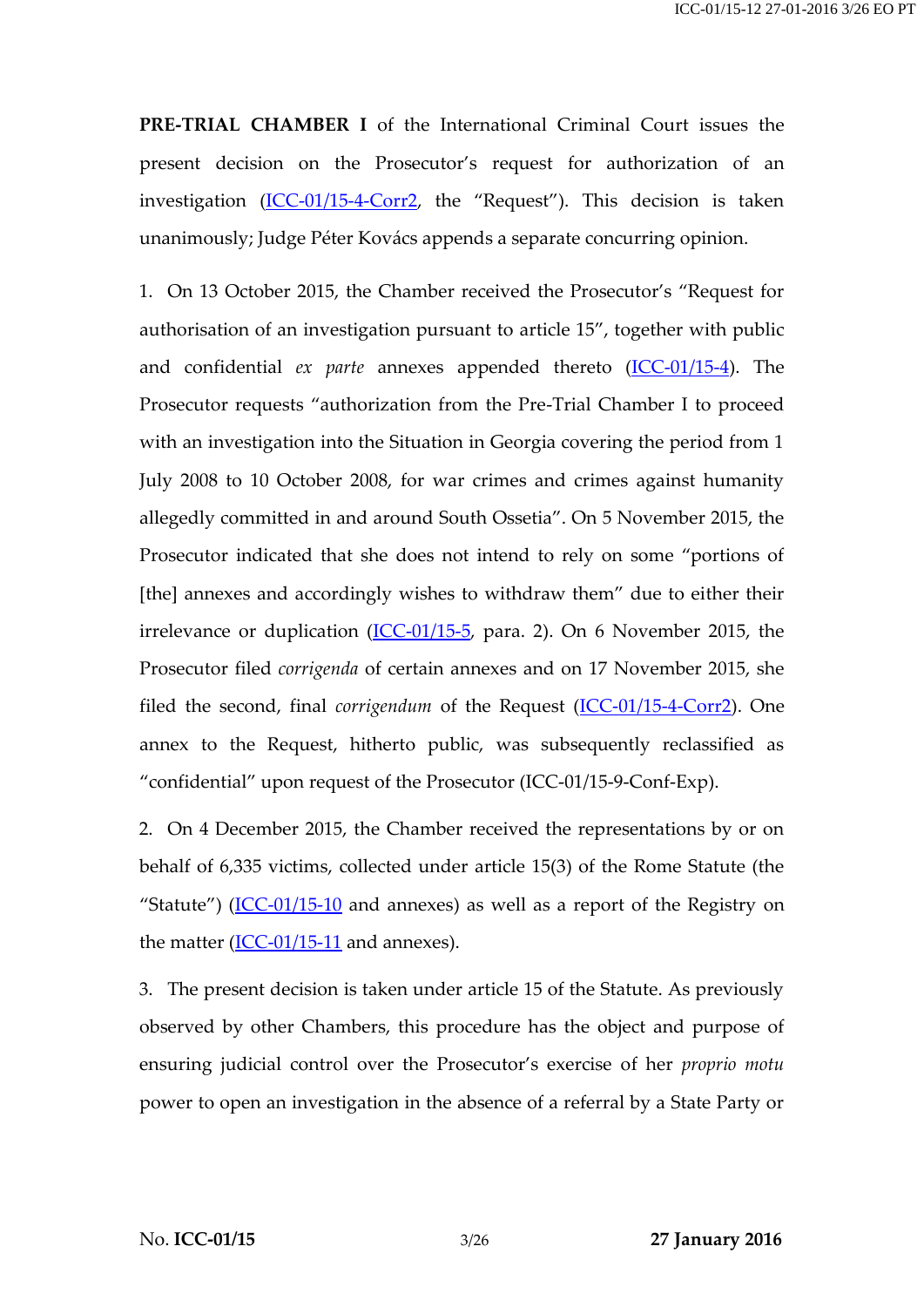**PRE-TRIAL CHAMBER I** of the International Criminal Court issues the present decision on the Prosecutor's request for authorization of an investigation (ICC-01/15-4-Corr2, the "Request"). This decision is taken unanimously; Judge Péter Kovács appends a separate concurring opinion.

1. On 13 October 2015, the Chamber received the Prosecutor's "Request for authorisation of an investigation pursuant to article 15", together with public and confidential *ex parte* annexes appended thereto (ICC-01/15-4). The Prosecutor requests "authorization from the Pre-Trial Chamber I to proceed with an investigation into the Situation in Georgia covering the period from 1 July 2008 to 10 October 2008, for war crimes and crimes against humanity allegedly committed in and around South Ossetia". On 5 November 2015, the Prosecutor indicated that she does not intend to rely on some "portions of [the] annexes and accordingly wishes to withdraw them" due to either their irrelevance or duplication (ICC-01/15-5, para. 2). On 6 November 2015, the Prosecutor filed *corrigenda* of certain annexes and on 17 November 2015, she filed the second, final *corrigendum* of the Request (ICC-01/15-4-Corr2). One annex to the Request, hitherto public, was subsequently reclassified as "confidential" upon request of the Prosecutor (ICC-01/15-9-Conf-Exp).

2. On 4 December 2015, the Chamber received the representations by or on behalf of 6,335 victims, collected under article 15(3) of the Rome Statute (the "Statute") (ICC-01/15-10 and annexes) as well as a report of the Registry on the matter (ICC-01/15-11 and annexes).

3. The present decision is taken under article 15 of the Statute. As previously observed by other Chambers, this procedure has the object and purpose of ensuring judicial control over the Prosecutor's exercise of her *proprio motu* power to open an investigation in the absence of a referral by a State Party or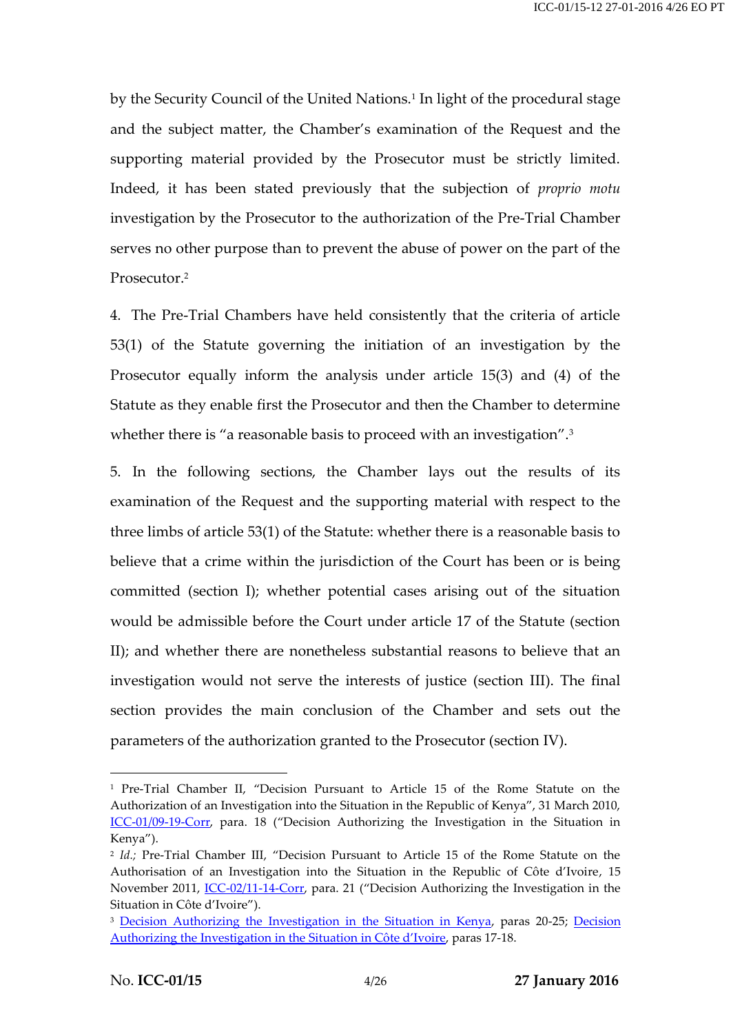by the Security Council of the United Nations.[1] In light of the procedural stage and the subject matter, the Chamber's examination of the Request and the supporting material provided by the Prosecutor must be strictly limited. Indeed, it has been stated previously that the subjection of *proprio motu* investigation by the Prosecutor to the authorization of the Pre-Trial Chamber serves no other purpose than to prevent the abuse of power on the part of the Prosecutor.[2]

4. The Pre-Trial Chambers have held consistently that the criteria of article 53(1) of the Statute governing the initiation of an investigation by the Prosecutor equally inform the analysis under article 15(3) and (4) of the Statute as they enable first the Prosecutor and then the Chamber to determine whether there is "a reasonable basis to proceed with an investigation".[3]

5. In the following sections, the Chamber lays out the results of its examination of the Request and the supporting material with respect to the three limbs of article 53(1) of the Statute: whether there is a reasonable basis to believe that a crime within the jurisdiction of the Court has been or is being committed (section I); whether potential cases arising out of the situation would be admissible before the Court under article 17 of the Statute (section II); and whether there are nonetheless substantial reasons to believe that an investigation would not serve the interests of justice (section III). The final section provides the main conclusion of the Chamber and sets out the parameters of the authorization granted to the Prosecutor (section IV).

---

[1] Pre-Trial Chamber II, "Decision Pursuant to Article 15 of the Rome Statute on the Authorization of an Investigation into the Situation in the Republic of Kenya", 31 March 2010, ICC-01/09-19-Corr, para. 18 ("Decision Authorizing the Investigation in the Situation in Kenya").

[2] *Id.;* Pre-Trial Chamber III, "Decision Pursuant to Article 15 of the Rome Statute on the Authorisation of an Investigation into the Situation in the Republic of Côte d'Ivoire, 15 November 2011, ICC-02/11-14-Corr, para. 21 ("Decision Authorizing the Investigation in the Situation in Côte d'Ivoire").

[3] Decision Authorizing the Investigation in the Situation in Kenya, paras 20-25; Decision Authorizing the Investigation in the Situation in Côte d'Ivoire, paras 17-18.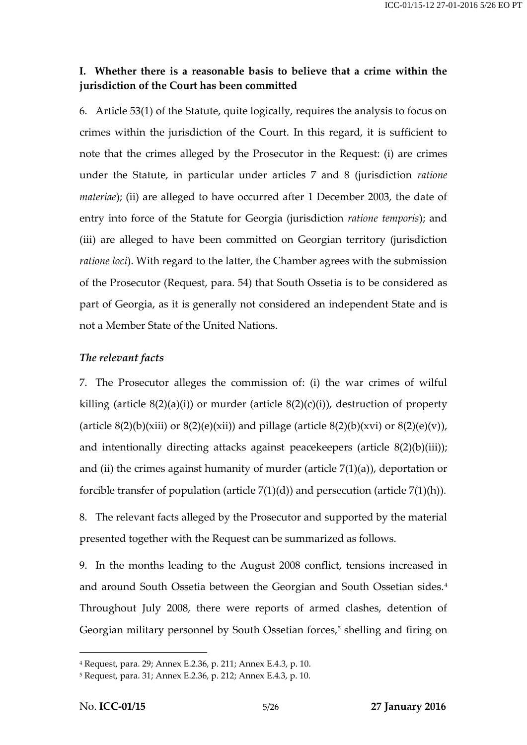## I. Whether there is a reasonable basis to believe that a crime within the jurisdiction of the Court has been committed

6. Article 53(1) of the Statute, quite logically, requires the analysis to focus on crimes within the jurisdiction of the Court. In this regard, it is sufficient to note that the crimes alleged by the Prosecutor in the Request: (i) are crimes under the Statute, in particular under articles 7 and 8 (jurisdiction *ratione materiae*); (ii) are alleged to have occurred after 1 December 2003, the date of entry into force of the Statute for Georgia (jurisdiction *ratione temporis*); and (iii) are alleged to have been committed on Georgian territory (jurisdiction *ratione loci*). With regard to the latter, the Chamber agrees with the submission of the Prosecutor (Request, para. 54) that South Ossetia is to be considered as part of Georgia, as it is generally not considered an independent State and is not a Member State of the United Nations.

### *The relevant facts*

7. The Prosecutor alleges the commission of: (i) the war crimes of wilful killing (article 8(2)(a)(i)) or murder (article 8(2)(c)(i)), destruction of property (article 8(2)(b)(xiii) or 8(2)(e)(xii)) and pillage (article 8(2)(b)(xvi) or 8(2)(e)(v)), and intentionally directing attacks against peacekeepers (article 8(2)(b)(iii)); and (ii) the crimes against humanity of murder (article 7(1)(a)), deportation or forcible transfer of population (article 7(1)(d)) and persecution (article 7(1)(h)).

8. The relevant facts alleged by the Prosecutor and supported by the material presented together with the Request can be summarized as follows.

9. In the months leading to the August 2008 conflict, tensions increased in and around South Ossetia between the Georgian and South Ossetian sides.[4] Throughout July 2008, there were reports of armed clashes, detention of Georgian military personnel by South Ossetian forces,[5] shelling and firing on

---

[4] Request, para. 29; Annex E.2.36, p. 211; Annex E.4.3, p. 10.

[5] Request, para. 31; Annex E.2.36, p. 212; Annex E.4.3, p. 10.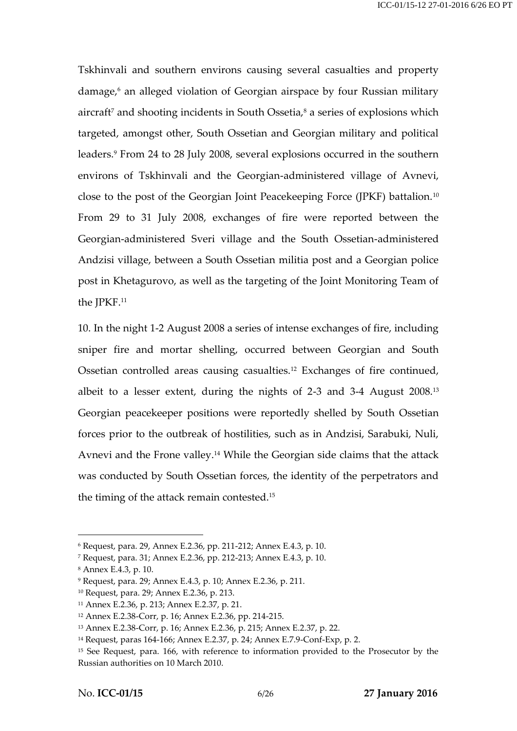Tskhinvali and southern environs causing several casualties and property damage,[6] an alleged violation of Georgian airspace by four Russian military aircraft[7] and shooting incidents in South Ossetia,[8] a series of explosions which targeted, amongst other, South Ossetian and Georgian military and political leaders.[9] From 24 to 28 July 2008, several explosions occurred in the southern environs of Tskhinvali and the Georgian-administered village of Avnevi, close to the post of the Georgian Joint Peacekeeping Force (JPKF) battalion.[10] From 29 to 31 July 2008, exchanges of fire were reported between the Georgian-administered Sveri village and the South Ossetian-administered Andzisi village, between a South Ossetian militia post and a Georgian police post in Khetagurovo, as well as the targeting of the Joint Monitoring Team of the JPKF.[11]

10. In the night 1-2 August 2008 a series of intense exchanges of fire, including sniper fire and mortar shelling, occurred between Georgian and South Ossetian controlled areas causing casualties.[12] Exchanges of fire continued, albeit to a lesser extent, during the nights of 2-3 and 3-4 August 2008.[13] Georgian peacekeeper positions were reportedly shelled by South Ossetian forces prior to the outbreak of hostilities, such as in Andzisi, Sarabuki, Nuli, Avnevi and the Frone valley.[14] While the Georgian side claims that the attack was conducted by South Ossetian forces, the identity of the perpetrators and the timing of the attack remain contested.[15]

---

[6] Request, para. 29, Annex E.2.36, pp. 211-212; Annex E.4.3, p. 10.

[7] Request, para. 31; Annex E.2.36, pp. 212-213; Annex E.4.3, p. 10.

[8] Annex E.4.3, p. 10.

[9] Request, para. 29; Annex E.4.3, p. 10; Annex E.2.36, p. 211.

[10] Request, para. 29; Annex E.2.36, p. 213.

[11] Annex E.2.36, p. 213; Annex E.2.37, p. 21.

[12] Annex E.2.38-Corr, p. 16; Annex E.2.36, pp. 214-215.

[13] Annex E.2.38-Corr, p. 16; Annex E.2.36, p. 215; Annex E.2.37, p. 22.

[14] Request, paras 164-166; Annex E.2.37, p. 24; Annex E.7.9-Conf-Exp, p. 2.

[15] See Request, para. 166, with reference to information provided to the Prosecutor by the Russian authorities on 10 March 2010.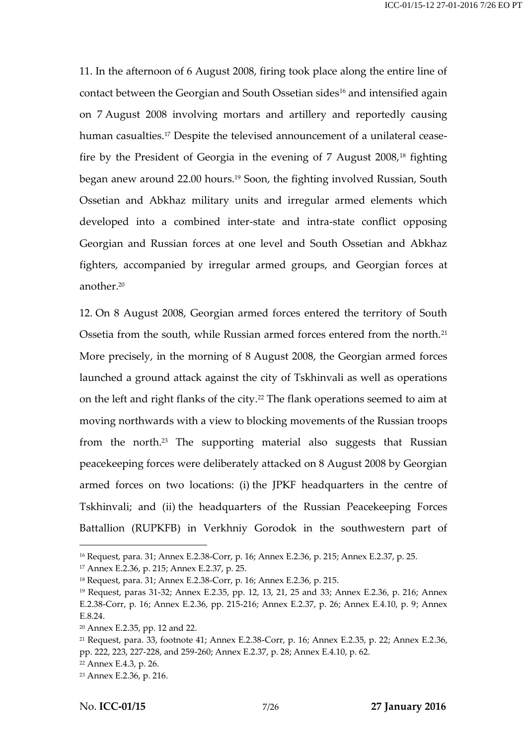11. In the afternoon of 6 August 2008, firing took place along the entire line of contact between the Georgian and South Ossetian sides[16] and intensified again on 7 August 2008 involving mortars and artillery and reportedly causing human casualties.[17] Despite the televised announcement of a unilateral cease-fire by the President of Georgia in the evening of 7 August 2008,[18] fighting began anew around 22.00 hours.[19] Soon, the fighting involved Russian, South Ossetian and Abkhaz military units and irregular armed elements which developed into a combined inter-state and intra-state conflict opposing Georgian and Russian forces at one level and South Ossetian and Abkhaz fighters, accompanied by irregular armed groups, and Georgian forces at another.[20]

12. On 8 August 2008, Georgian armed forces entered the territory of South Ossetia from the south, while Russian armed forces entered from the north.[21] More precisely, in the morning of 8 August 2008, the Georgian armed forces launched a ground attack against the city of Tskhinvali as well as operations on the left and right flanks of the city.[22] The flank operations seemed to aim at moving northwards with a view to blocking movements of the Russian troops from the north.[23] The supporting material also suggests that Russian peacekeeping forces were deliberately attacked on 8 August 2008 by Georgian armed forces on two locations: (i) the JPKF headquarters in the centre of Tskhinvali; and (ii) the headquarters of the Russian Peacekeeping Forces Battallion (RUPKFB) in Verkhniy Gorodok in the southwestern part of

---

[16] Request, para. 31; Annex E.2.38-Corr, p. 16; Annex E.2.36, p. 215; Annex E.2.37, p. 25.

[17] Annex E.2.36, p. 215; Annex E.2.37, p. 25.

[18] Request, para. 31; Annex E.2.38-Corr, p. 16; Annex E.2.36, p. 215.

[19] Request, paras 31-32; Annex E.2.35, pp. 12, 13, 21, 25 and 33; Annex E.2.36, p. 216; Annex E.2.38-Corr, p. 16; Annex E.2.36, pp. 215-216; Annex E.2.37, p. 26; Annex E.4.10, p. 9; Annex E.8.24.

[20] Annex E.2.35, pp. 12 and 22.

[21] Request, para. 33, footnote 41; Annex E.2.38-Corr, p. 16; Annex E.2.35, p. 22; Annex E.2.36, pp. 222, 223, 227-228, and 259-260; Annex E.2.37, p. 28; Annex E.4.10, p. 62.

[22] Annex E.4.3, p. 26.

[23] Annex E.2.36, p. 216.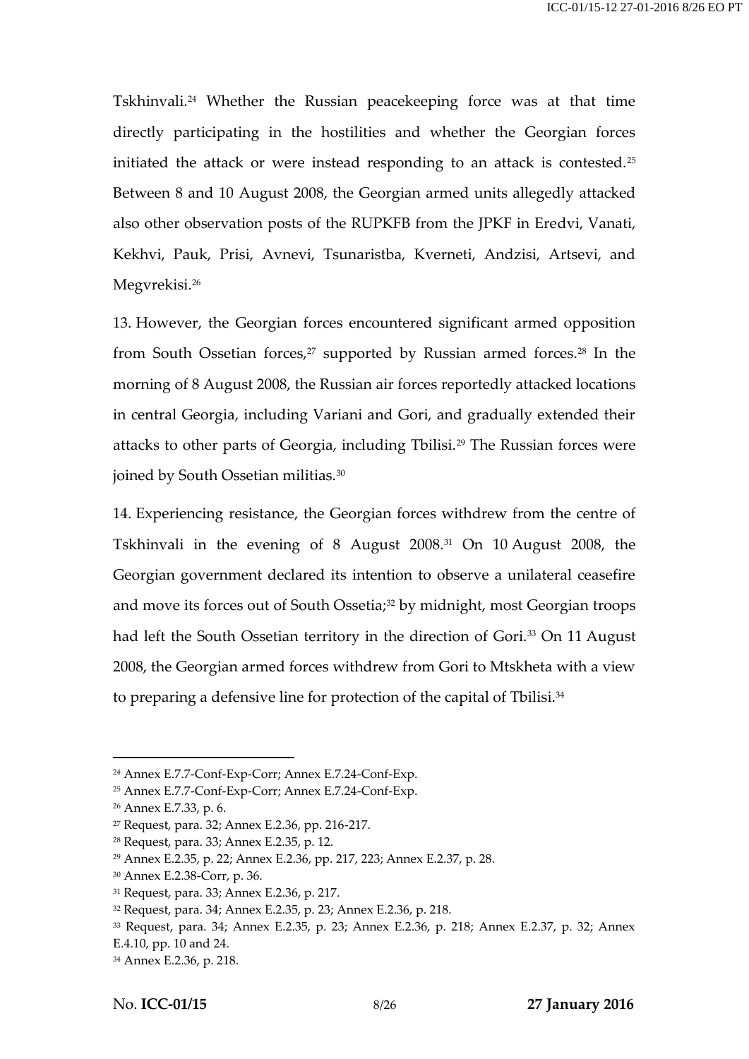Tskhinvali.[24] Whether the Russian peacekeeping force was at that time directly participating in the hostilities and whether the Georgian forces initiated the attack or were instead responding to an attack is contested.[25] Between 8 and 10 August 2008, the Georgian armed units allegedly attacked also other observation posts of the RUPKFB from the JPKF in Eredvi, Vanati, Kekhvi, Pauk, Prisi, Avnevi, Tsunaristba, Kverneti, Andzisi, Artsevi, and Megvrekisi.[26]

13. However, the Georgian forces encountered significant armed opposition from South Ossetian forces,[27] supported by Russian armed forces.[28] In the morning of 8 August 2008, the Russian air forces reportedly attacked locations in central Georgia, including Variani and Gori, and gradually extended their attacks to other parts of Georgia, including Tbilisi.[29] The Russian forces were joined by South Ossetian militias.[30]

14. Experiencing resistance, the Georgian forces withdrew from the centre of Tskhinvali in the evening of 8 August 2008.[31] On 10 August 2008, the Georgian government declared its intention to observe a unilateral ceasefire and move its forces out of South Ossetia;[32] by midnight, most Georgian troops had left the South Ossetian territory in the direction of Gori.[33] On 11 August 2008, the Georgian armed forces withdrew from Gori to Mtskheta with a view to preparing a defensive line for protection of the capital of Tbilisi.[34]

---

[24] Annex E.7.7-Conf-Exp-Corr; Annex E.7.24-Conf-Exp.

[25] Annex E.7.7-Conf-Exp-Corr; Annex E.7.24-Conf-Exp.

[26] Annex E.7.33, p. 6.

[27] Request, para. 32; Annex E.2.36, pp. 216-217.

[28] Request, para. 33; Annex E.2.35, p. 12.

[29] Annex E.2.35, p. 22; Annex E.2.36, pp. 217, 223; Annex E.2.37, p. 28.

[30] Annex E.2.38-Corr, p. 36.

[31] Request, para. 33; Annex E.2.36, p. 217.

[32] Request, para. 34; Annex E.2.35, p. 23; Annex E.2.36, p. 218.

[33] Request, para. 34; Annex E.2.35, p. 23; Annex E.2.36, p. 218; Annex E.2.37, p. 32; Annex E.4.10, pp. 10 and 24.

[34] Annex E.2.36, p. 218.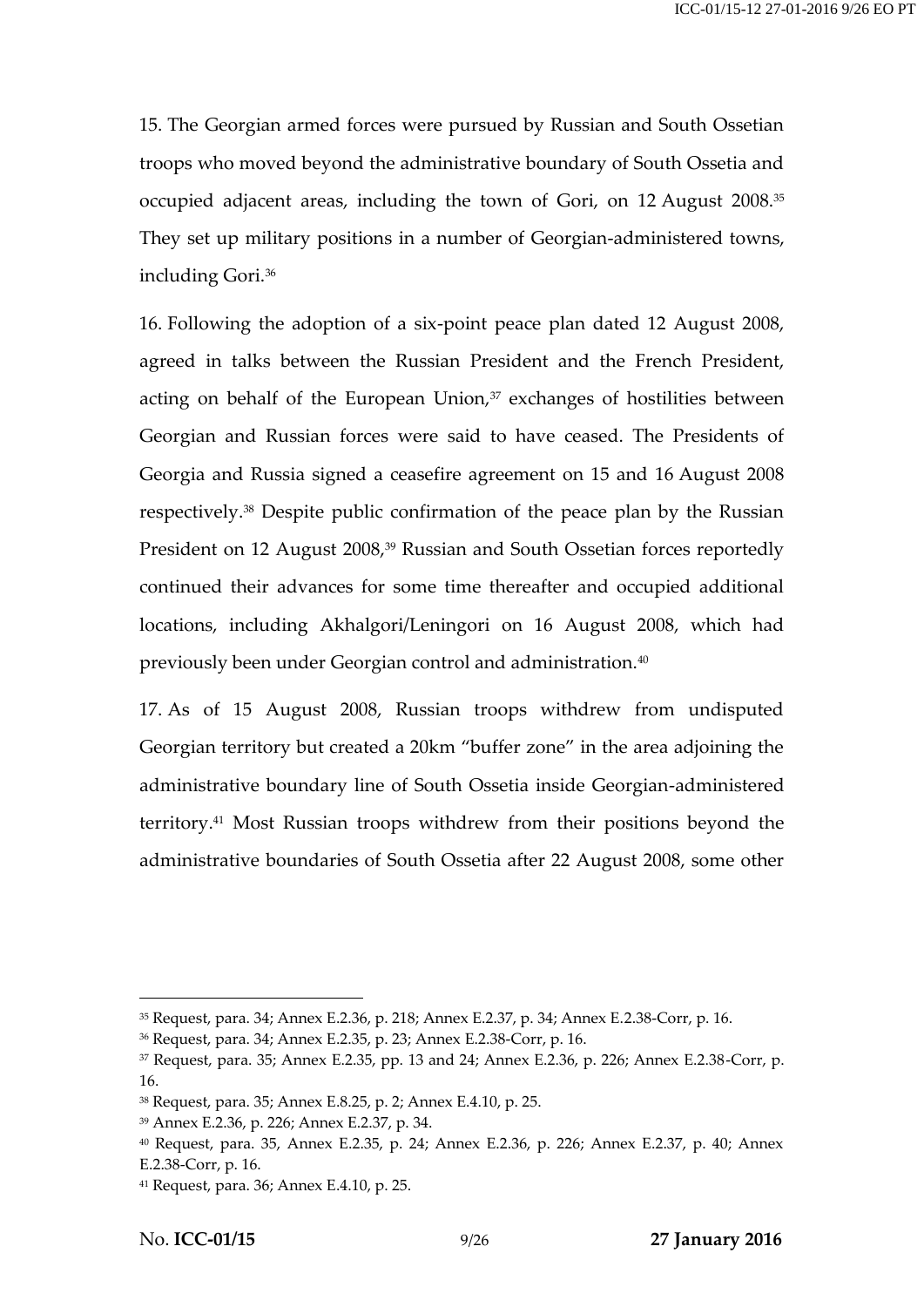15. The Georgian armed forces were pursued by Russian and South Ossetian troops who moved beyond the administrative boundary of South Ossetia and occupied adjacent areas, including the town of Gori, on 12 August 2008.[35] They set up military positions in a number of Georgian-administered towns, including Gori.[36]

16. Following the adoption of a six-point peace plan dated 12 August 2008, agreed in talks between the Russian President and the French President, acting on behalf of the European Union,[37] exchanges of hostilities between Georgian and Russian forces were said to have ceased. The Presidents of Georgia and Russia signed a ceasefire agreement on 15 and 16 August 2008 respectively.[38] Despite public confirmation of the peace plan by the Russian President on 12 August 2008,[39] Russian and South Ossetian forces reportedly continued their advances for some time thereafter and occupied additional locations, including Akhalgori/Leningori on 16 August 2008, which had previously been under Georgian control and administration.[40]

17. As of 15 August 2008, Russian troops withdrew from undisputed Georgian territory but created a 20km "buffer zone" in the area adjoining the administrative boundary line of South Ossetia inside Georgian-administered territory.[41] Most Russian troops withdrew from their positions beyond the administrative boundaries of South Ossetia after 22 August 2008, some other

---

[35] Request, para. 34; Annex E.2.36, p. 218; Annex E.2.37, p. 34; Annex E.2.38-Corr, p. 16.

[36] Request, para. 34; Annex E.2.35, p. 23; Annex E.2.38-Corr, p. 16.

[37] Request, para. 35; Annex E.2.35, pp. 13 and 24; Annex E.2.36, p. 226; Annex E.2.38-Corr, p. 16.

[38] Request, para. 35; Annex E.8.25, p. 2; Annex E.4.10, p. 25.

[39] Annex E.2.36, p. 226; Annex E.2.37, p. 34.

[40] Request, para. 35, Annex E.2.35, p. 24; Annex E.2.36, p. 226; Annex E.2.37, p. 40; Annex E.2.38-Corr, p. 16.

[41] Request, para. 36; Annex E.4.10, p. 25.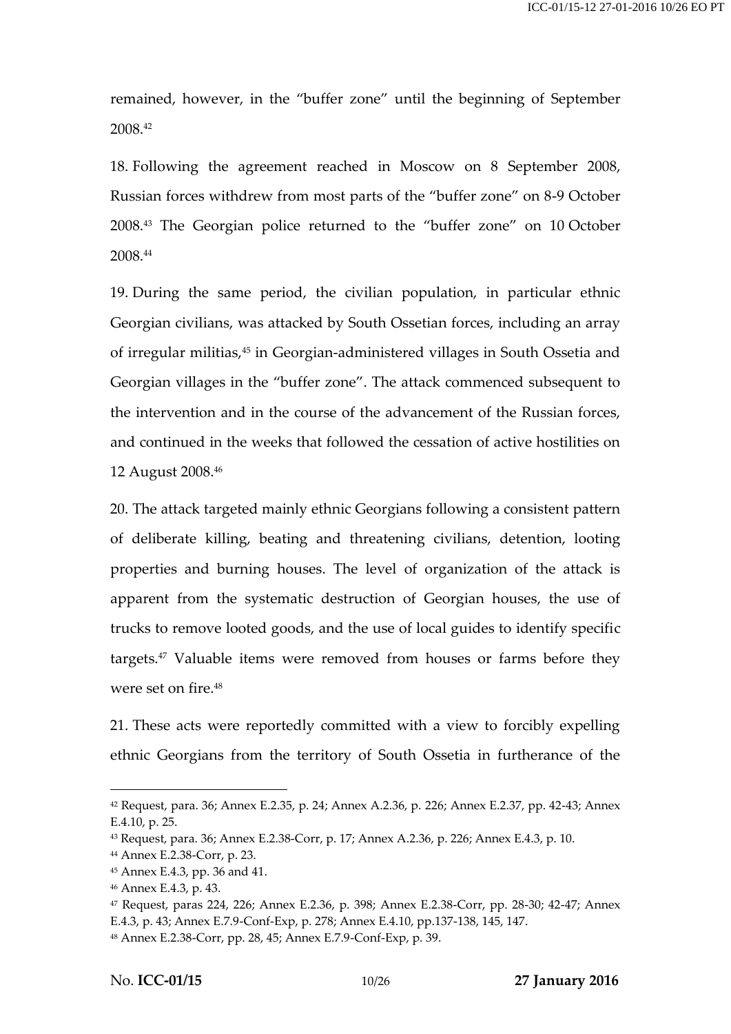remained, however, in the "buffer zone" until the beginning of September 2008.[42]

18. Following the agreement reached in Moscow on 8 September 2008, Russian forces withdrew from most parts of the "buffer zone" on 8-9 October 2008.[43] The Georgian police returned to the "buffer zone" on 10 October 2008.[44]

19. During the same period, the civilian population, in particular ethnic Georgian civilians, was attacked by South Ossetian forces, including an array of irregular militias,[45] in Georgian-administered villages in South Ossetia and Georgian villages in the "buffer zone". The attack commenced subsequent to the intervention and in the course of the advancement of the Russian forces, and continued in the weeks that followed the cessation of active hostilities on 12 August 2008.[46]

20. The attack targeted mainly ethnic Georgians following a consistent pattern of deliberate killing, beating and threatening civilians, detention, looting properties and burning houses. The level of organization of the attack is apparent from the systematic destruction of Georgian houses, the use of trucks to remove looted goods, and the use of local guides to identify specific targets.[47] Valuable items were removed from houses or farms before they were set on fire.[48]

21. These acts were reportedly committed with a view to forcibly expelling ethnic Georgians from the territory of South Ossetia in furtherance of the

---

[42] Request, para. 36; Annex E.2.35, p. 24; Annex A.2.36, p. 226; Annex E.2.37, pp. 42-43; Annex E.4.10, p. 25.

[43] Request, para. 36; Annex E.2.38-Corr, p. 17; Annex A.2.36, p. 226; Annex E.4.3, p. 10.

[44] Annex E.2.38-Corr, p. 23.

[45] Annex E.4.3, pp. 36 and 41.

[46] Annex E.4.3, p. 43.

[47] Request, paras 224, 226; Annex E.2.36, p. 398; Annex E.2.38-Corr, pp. 28-30; 42-47; Annex E.4.3, p. 43; Annex E.7.9-Conf-Exp, p. 278; Annex E.4.10, pp.137-138, 145, 147.

[48] Annex E.2.38-Corr, pp. 28, 45; Annex E.7.9-Conf-Exp, p. 39.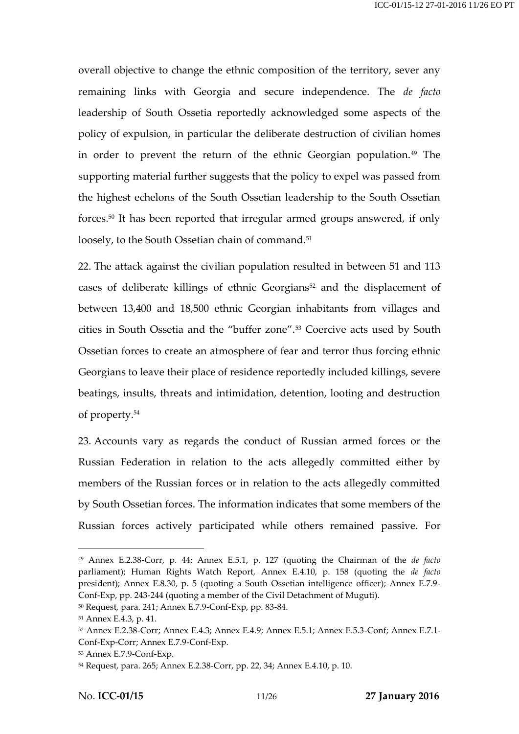overall objective to change the ethnic composition of the territory, sever any remaining links with Georgia and secure independence. The *de facto* leadership of South Ossetia reportedly acknowledged some aspects of the policy of expulsion, in particular the deliberate destruction of civilian homes in order to prevent the return of the ethnic Georgian population.[49] The supporting material further suggests that the policy to expel was passed from the highest echelons of the South Ossetian leadership to the South Ossetian forces.[50] It has been reported that irregular armed groups answered, if only loosely, to the South Ossetian chain of command.[51]

22. The attack against the civilian population resulted in between 51 and 113 cases of deliberate killings of ethnic Georgians[52] and the displacement of between 13,400 and 18,500 ethnic Georgian inhabitants from villages and cities in South Ossetia and the "buffer zone".[53] Coercive acts used by South Ossetian forces to create an atmosphere of fear and terror thus forcing ethnic Georgians to leave their place of residence reportedly included killings, severe beatings, insults, threats and intimidation, detention, looting and destruction of property.[54]

23. Accounts vary as regards the conduct of Russian armed forces or the Russian Federation in relation to the acts allegedly committed either by members of the Russian forces or in relation to the acts allegedly committed by South Ossetian forces. The information indicates that some members of the Russian forces actively participated while others remained passive. For

---

[49] Annex E.2.38-Corr, p. 44; Annex E.5.1, p. 127 (quoting the Chairman of the *de facto* parliament); Human Rights Watch Report, Annex E.4.10, p. 158 (quoting the *de facto* president); Annex E.8.30, p. 5 (quoting a South Ossetian intelligence officer); Annex E.7.9-Conf-Exp, pp. 243-244 (quoting a member of the Civil Detachment of Muguti).

[50] Request, para. 241; Annex E.7.9-Conf-Exp, pp. 83-84.

[51] Annex E.4.3, p. 41.

[52] Annex E.2.38-Corr; Annex E.4.3; Annex E.4.9; Annex E.5.1; Annex E.5.3-Conf; Annex E.7.1-Conf-Exp-Corr; Annex E.7.9-Conf-Exp.

[53] Annex E.7.9-Conf-Exp.

[54] Request, para. 265; Annex E.2.38-Corr, pp. 22, 34; Annex E.4.10, p. 10.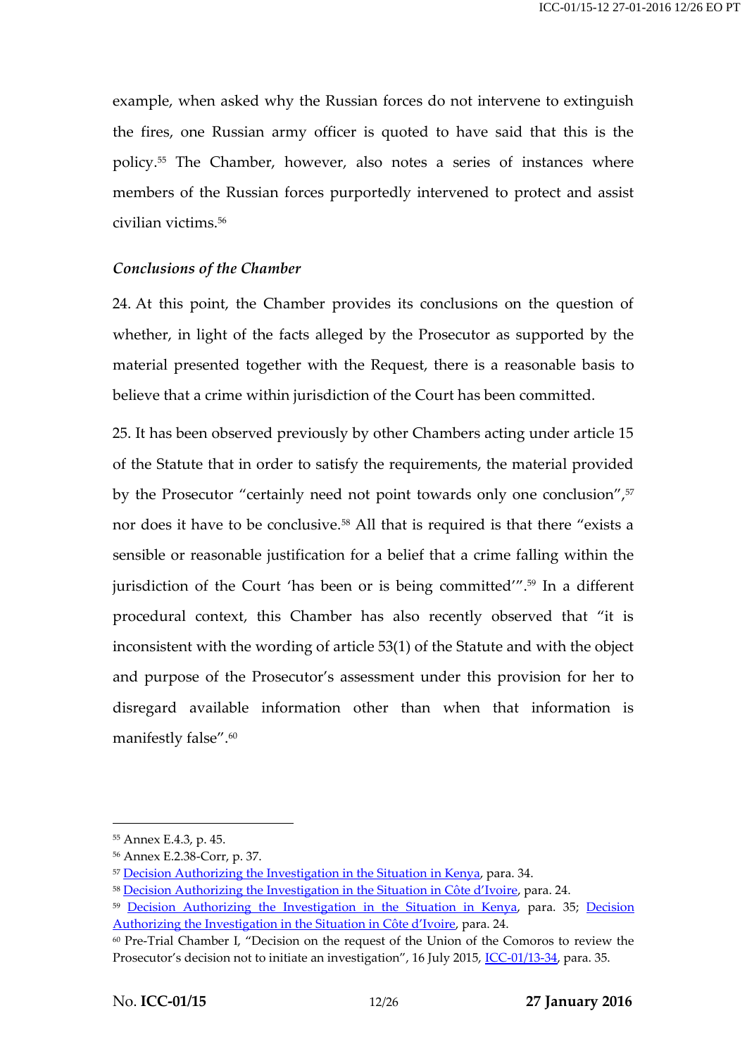example, when asked why the Russian forces do not intervene to extinguish the fires, one Russian army officer is quoted to have said that this is the policy.[55] The Chamber, however, also notes a series of instances where members of the Russian forces purportedly intervened to protect and assist civilian victims.[56]

*Conclusions of the Chamber*

24. At this point, the Chamber provides its conclusions on the question of whether, in light of the facts alleged by the Prosecutor as supported by the material presented together with the Request, there is a reasonable basis to believe that a crime within jurisdiction of the Court has been committed.

25. It has been observed previously by other Chambers acting under article 15 of the Statute that in order to satisfy the requirements, the material provided by the Prosecutor "certainly need not point towards only one conclusion",[57] nor does it have to be conclusive.[58] All that is required is that there "exists a sensible or reasonable justification for a belief that a crime falling within the jurisdiction of the Court 'has been or is being committed'".[59] In a different procedural context, this Chamber has also recently observed that "it is inconsistent with the wording of article 53(1) of the Statute and with the object and purpose of the Prosecutor's assessment under this provision for her to disregard available information other than when that information is manifestly false".[60]

---

[55] Annex E.4.3, p. 45.

[56] Annex E.2.38-Corr, p. 37.

[57] Decision Authorizing the Investigation in the Situation in Kenya, para. 34.

[58] Decision Authorizing the Investigation in the Situation in Côte d'Ivoire, para. 24.

[59] Decision Authorizing the Investigation in the Situation in Kenya, para. 35; Decision Authorizing the Investigation in the Situation in Côte d'Ivoire, para. 24.

[60] Pre-Trial Chamber I, "Decision on the request of the Union of the Comoros to review the Prosecutor's decision not to initiate an investigation", 16 July 2015, ICC-01/13-34, para. 35.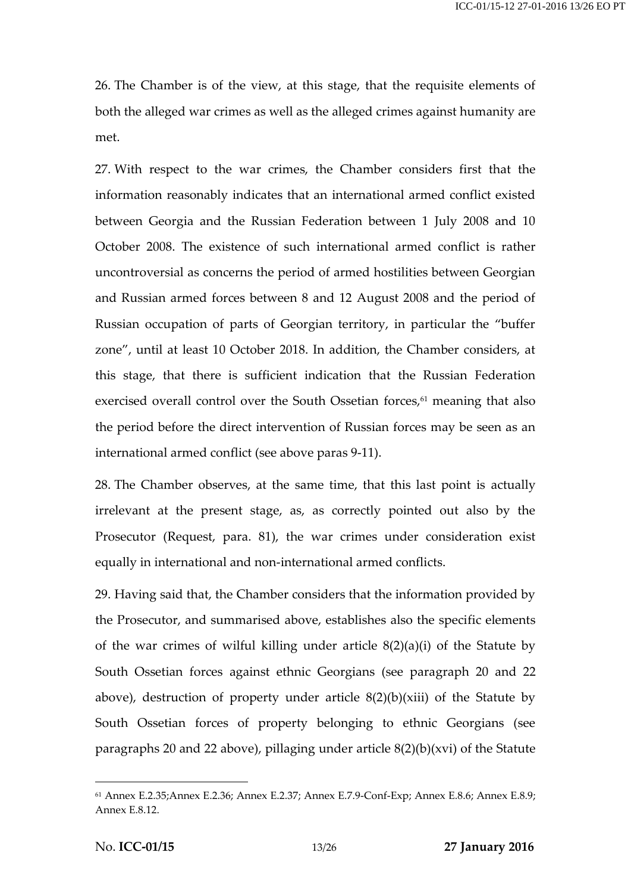26. The Chamber is of the view, at this stage, that the requisite elements of both the alleged war crimes as well as the alleged crimes against humanity are met.

27. With respect to the war crimes, the Chamber considers first that the information reasonably indicates that an international armed conflict existed between Georgia and the Russian Federation between 1 July 2008 and 10 October 2008. The existence of such international armed conflict is rather uncontroversial as concerns the period of armed hostilities between Georgian and Russian armed forces between 8 and 12 August 2008 and the period of Russian occupation of parts of Georgian territory, in particular the "buffer zone", until at least 10 October 2018. In addition, the Chamber considers, at this stage, that there is sufficient indication that the Russian Federation exercised overall control over the South Ossetian forces,[61] meaning that also the period before the direct intervention of Russian forces may be seen as an international armed conflict (see above paras 9-11).

28. The Chamber observes, at the same time, that this last point is actually irrelevant at the present stage, as, as correctly pointed out also by the Prosecutor (Request, para. 81), the war crimes under consideration exist equally in international and non-international armed conflicts.

29. Having said that, the Chamber considers that the information provided by the Prosecutor, and summarised above, establishes also the specific elements of the war crimes of wilful killing under article 8(2)(a)(i) of the Statute by South Ossetian forces against ethnic Georgians (see paragraph 20 and 22 above), destruction of property under article 8(2)(b)(xiii) of the Statute by South Ossetian forces of property belonging to ethnic Georgians (see paragraphs 20 and 22 above), pillaging under article 8(2)(b)(xvi) of the Statute

[61] Annex E.2.35;Annex E.2.36; Annex E.2.37; Annex E.7.9-Conf-Exp; Annex E.8.6; Annex E.8.9; Annex E.8.12.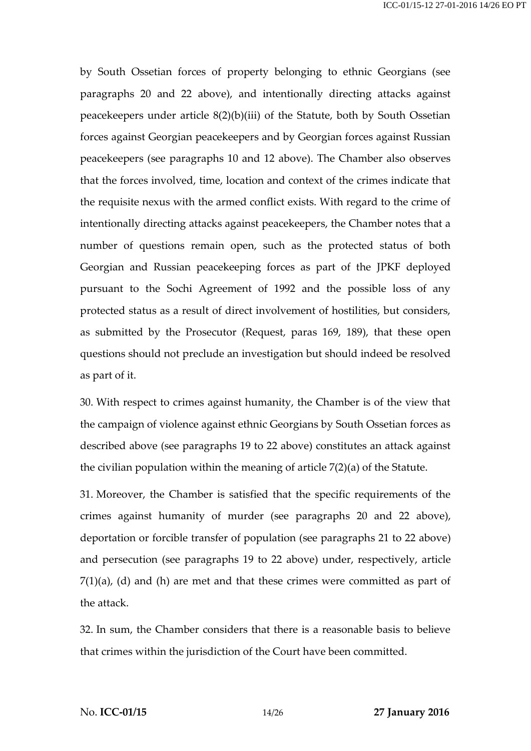by South Ossetian forces of property belonging to ethnic Georgians (see paragraphs 20 and 22 above), and intentionally directing attacks against peacekeepers under article 8(2)(b)(iii) of the Statute, both by South Ossetian forces against Georgian peacekeepers and by Georgian forces against Russian peacekeepers (see paragraphs 10 and 12 above). The Chamber also observes that the forces involved, time, location and context of the crimes indicate that the requisite nexus with the armed conflict exists. With regard to the crime of intentionally directing attacks against peacekeepers, the Chamber notes that a number of questions remain open, such as the protected status of both Georgian and Russian peacekeeping forces as part of the JPKF deployed pursuant to the Sochi Agreement of 1992 and the possible loss of any protected status as a result of direct involvement of hostilities, but considers, as submitted by the Prosecutor (Request, paras 169, 189), that these open questions should not preclude an investigation but should indeed be resolved as part of it.

30. With respect to crimes against humanity, the Chamber is of the view that the campaign of violence against ethnic Georgians by South Ossetian forces as described above (see paragraphs 19 to 22 above) constitutes an attack against the civilian population within the meaning of article 7(2)(a) of the Statute.

31. Moreover, the Chamber is satisfied that the specific requirements of the crimes against humanity of murder (see paragraphs 20 and 22 above), deportation or forcible transfer of population (see paragraphs 21 to 22 above) and persecution (see paragraphs 19 to 22 above) under, respectively, article 7(1)(a), (d) and (h) are met and that these crimes were committed as part of the attack.

32. In sum, the Chamber considers that there is a reasonable basis to believe that crimes within the jurisdiction of the Court have been committed.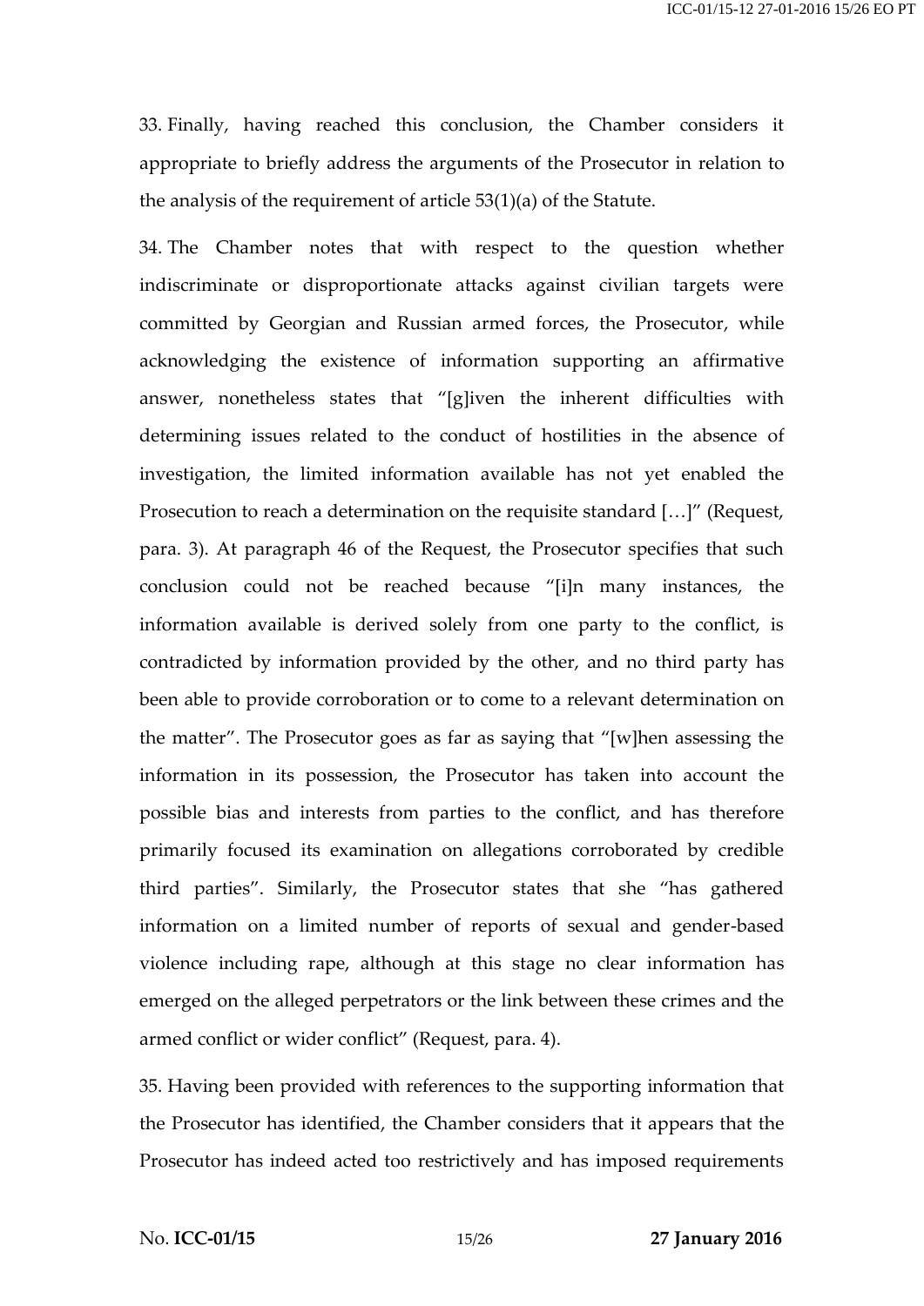33. Finally, having reached this conclusion, the Chamber considers it appropriate to briefly address the arguments of the Prosecutor in relation to the analysis of the requirement of article 53(1)(a) of the Statute.

34. The Chamber notes that with respect to the question whether indiscriminate or disproportionate attacks against civilian targets were committed by Georgian and Russian armed forces, the Prosecutor, while acknowledging the existence of information supporting an affirmative answer, nonetheless states that "[g]iven the inherent difficulties with determining issues related to the conduct of hostilities in the absence of investigation, the limited information available has not yet enabled the Prosecution to reach a determination on the requisite standard […]" (Request, para. 3). At paragraph 46 of the Request, the Prosecutor specifies that such conclusion could not be reached because "[i]n many instances, the information available is derived solely from one party to the conflict, is contradicted by information provided by the other, and no third party has been able to provide corroboration or to come to a relevant determination on the matter". The Prosecutor goes as far as saying that "[w]hen assessing the information in its possession, the Prosecutor has taken into account the possible bias and interests from parties to the conflict, and has therefore primarily focused its examination on allegations corroborated by credible third parties". Similarly, the Prosecutor states that she "has gathered information on a limited number of reports of sexual and gender-based violence including rape, although at this stage no clear information has emerged on the alleged perpetrators or the link between these crimes and the armed conflict or wider conflict" (Request, para. 4).

35. Having been provided with references to the supporting information that the Prosecutor has identified, the Chamber considers that it appears that the Prosecutor has indeed acted too restrictively and has imposed requirements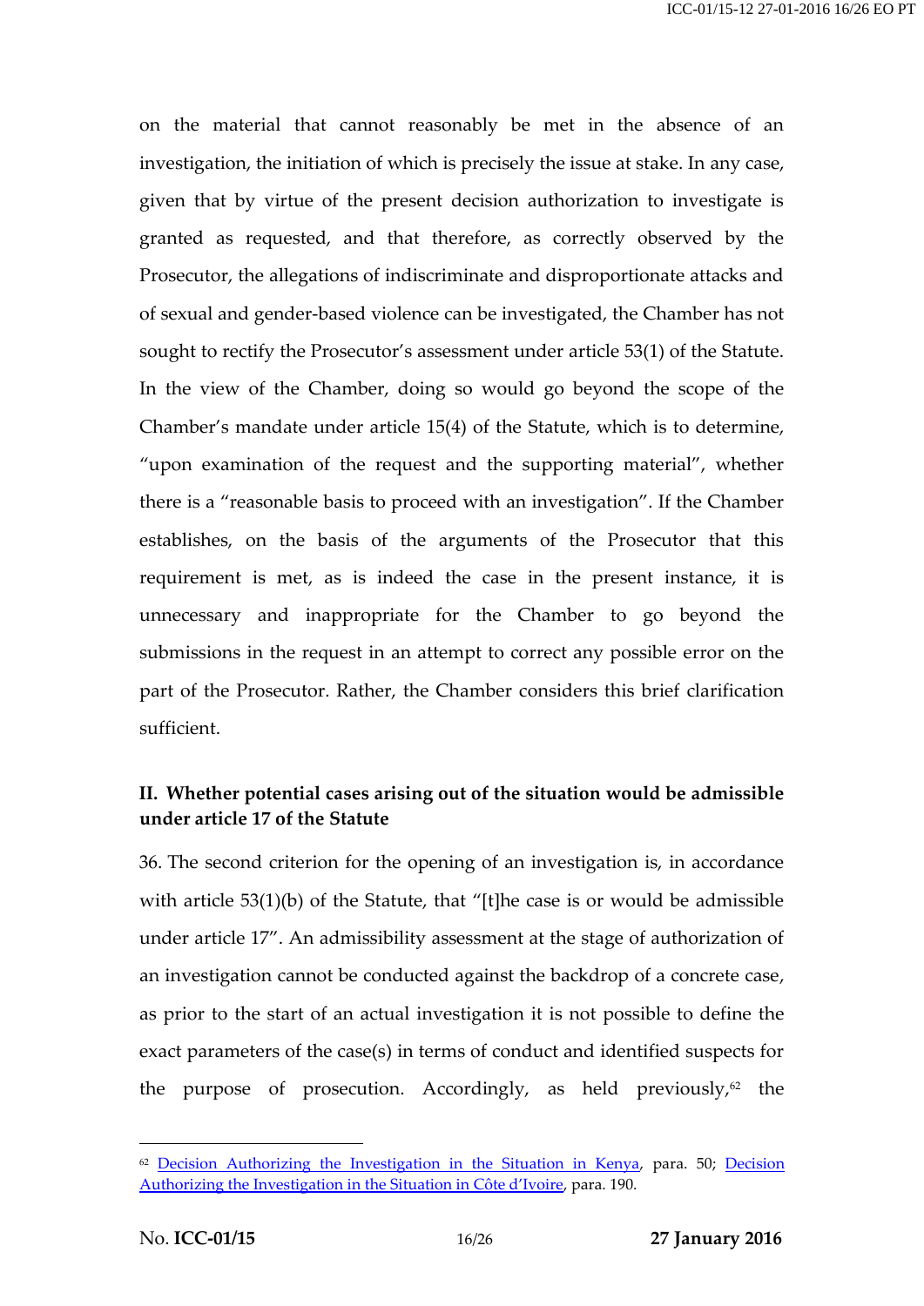on the material that cannot reasonably be met in the absence of an investigation, the initiation of which is precisely the issue at stake. In any case, given that by virtue of the present decision authorization to investigate is granted as requested, and that therefore, as correctly observed by the Prosecutor, the allegations of indiscriminate and disproportionate attacks and of sexual and gender-based violence can be investigated, the Chamber has not sought to rectify the Prosecutor's assessment under article 53(1) of the Statute. In the view of the Chamber, doing so would go beyond the scope of the Chamber's mandate under article 15(4) of the Statute, which is to determine, "upon examination of the request and the supporting material", whether there is a "reasonable basis to proceed with an investigation". If the Chamber establishes, on the basis of the arguments of the Prosecutor that this requirement is met, as is indeed the case in the present instance, it is unnecessary and inappropriate for the Chamber to go beyond the submissions in the request in an attempt to correct any possible error on the part of the Prosecutor. Rather, the Chamber considers this brief clarification sufficient.

## II. Whether potential cases arising out of the situation would be admissible under article 17 of the Statute

36. The second criterion for the opening of an investigation is, in accordance with article 53(1)(b) of the Statute, that "[t]he case is or would be admissible under article 17". An admissibility assessment at the stage of authorization of an investigation cannot be conducted against the backdrop of a concrete case, as prior to the start of an actual investigation it is not possible to define the exact parameters of the case(s) in terms of conduct and identified suspects for the purpose of prosecution. Accordingly, as held previously,[62] the

---

[62] Decision Authorizing the Investigation in the Situation in Kenya, para. 50; Decision Authorizing the Investigation in the Situation in Côte d'Ivoire, para. 190.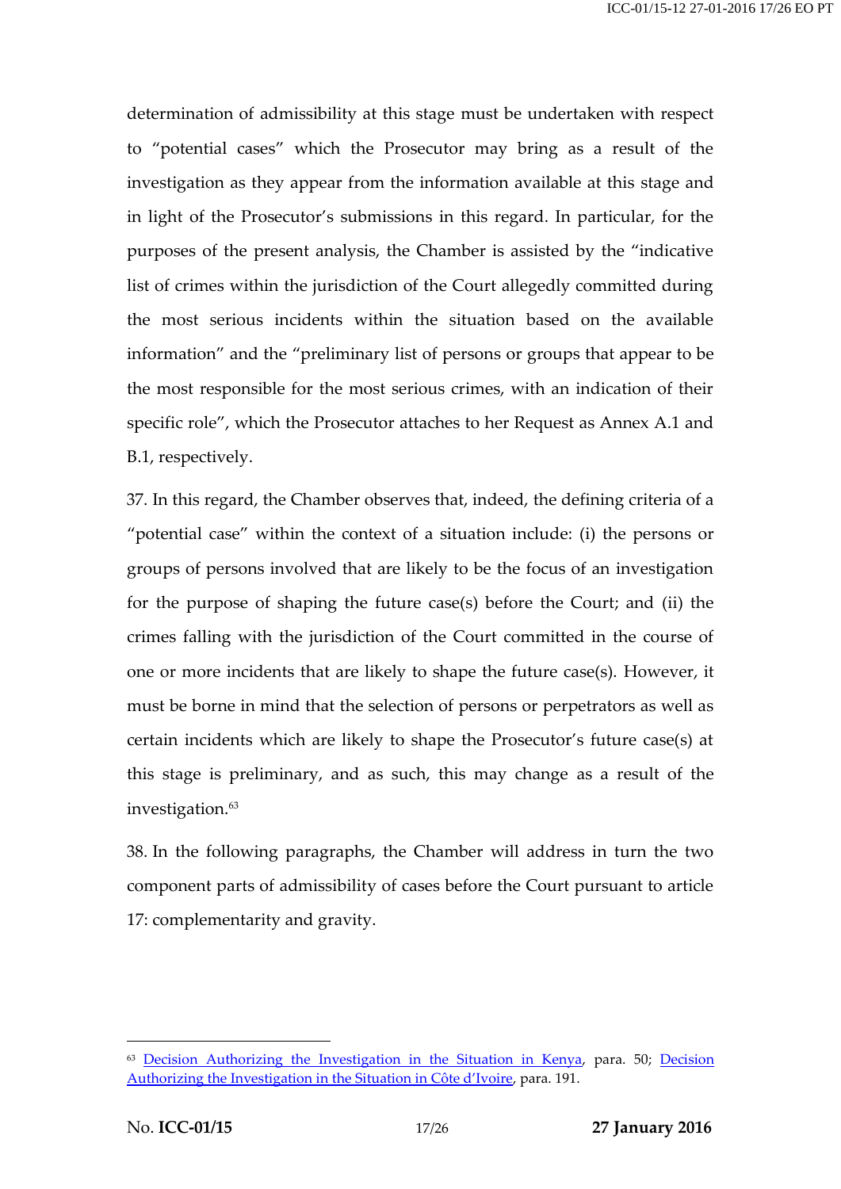determination of admissibility at this stage must be undertaken with respect to "potential cases" which the Prosecutor may bring as a result of the investigation as they appear from the information available at this stage and in light of the Prosecutor's submissions in this regard. In particular, for the purposes of the present analysis, the Chamber is assisted by the "indicative list of crimes within the jurisdiction of the Court allegedly committed during the most serious incidents within the situation based on the available information" and the "preliminary list of persons or groups that appear to be the most responsible for the most serious crimes, with an indication of their specific role", which the Prosecutor attaches to her Request as Annex A.1 and B.1, respectively.

37. In this regard, the Chamber observes that, indeed, the defining criteria of a "potential case" within the context of a situation include: (i) the persons or groups of persons involved that are likely to be the focus of an investigation for the purpose of shaping the future case(s) before the Court; and (ii) the crimes falling with the jurisdiction of the Court committed in the course of one or more incidents that are likely to shape the future case(s). However, it must be borne in mind that the selection of persons or perpetrators as well as certain incidents which are likely to shape the Prosecutor's future case(s) at this stage is preliminary, and as such, this may change as a result of the investigation.[63]

38. In the following paragraphs, the Chamber will address in turn the two component parts of admissibility of cases before the Court pursuant to article 17: complementarity and gravity.

---

[63] Decision Authorizing the Investigation in the Situation in Kenya, para. 50; Decision Authorizing the Investigation in the Situation in Côte d'Ivoire, para. 191.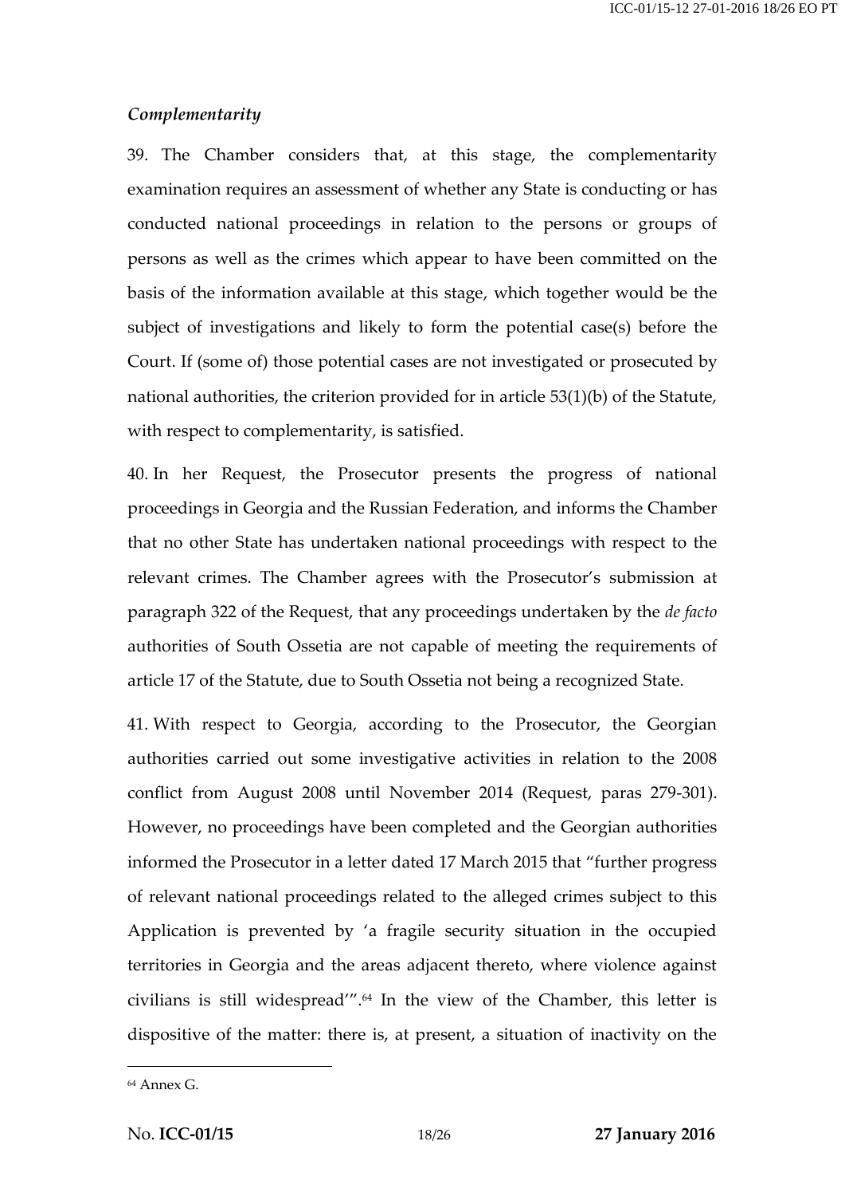*Complementarity*

39. The Chamber considers that, at this stage, the complementarity examination requires an assessment of whether any State is conducting or has conducted national proceedings in relation to the persons or groups of persons as well as the crimes which appear to have been committed on the basis of the information available at this stage, which together would be the subject of investigations and likely to form the potential case(s) before the Court. If (some of) those potential cases are not investigated or prosecuted by national authorities, the criterion provided for in article 53(1)(b) of the Statute, with respect to complementarity, is satisfied.

40. In her Request, the Prosecutor presents the progress of national proceedings in Georgia and the Russian Federation, and informs the Chamber that no other State has undertaken national proceedings with respect to the relevant crimes. The Chamber agrees with the Prosecutor's submission at paragraph 322 of the Request, that any proceedings undertaken by the *de facto* authorities of South Ossetia are not capable of meeting the requirements of article 17 of the Statute, due to South Ossetia not being a recognized State.

41. With respect to Georgia, according to the Prosecutor, the Georgian authorities carried out some investigative activities in relation to the 2008 conflict from August 2008 until November 2014 (Request, paras 279-301). However, no proceedings have been completed and the Georgian authorities informed the Prosecutor in a letter dated 17 March 2015 that "further progress of relevant national proceedings related to the alleged crimes subject to this Application is prevented by 'a fragile security situation in the occupied territories in Georgia and the areas adjacent thereto, where violence against civilians is still widespread'".[64] In the view of the Chamber, this letter is dispositive of the matter: there is, at present, a situation of inactivity on the

[64] Annex G.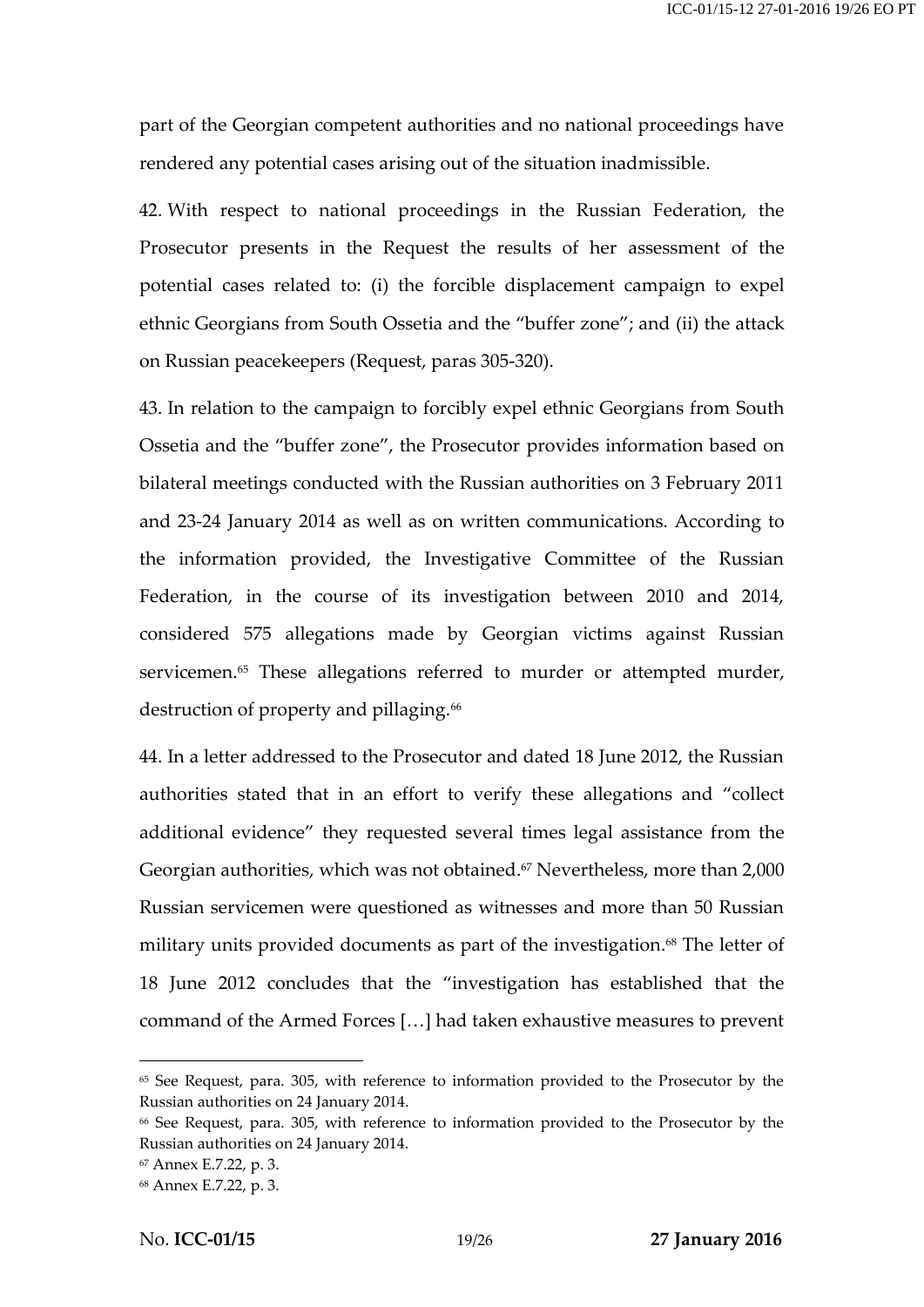part of the Georgian competent authorities and no national proceedings have rendered any potential cases arising out of the situation inadmissible.

42. With respect to national proceedings in the Russian Federation, the Prosecutor presents in the Request the results of her assessment of the potential cases related to: (i) the forcible displacement campaign to expel ethnic Georgians from South Ossetia and the "buffer zone"; and (ii) the attack on Russian peacekeepers (Request, paras 305-320).

43. In relation to the campaign to forcibly expel ethnic Georgians from South Ossetia and the "buffer zone", the Prosecutor provides information based on bilateral meetings conducted with the Russian authorities on 3 February 2011 and 23-24 January 2014 as well as on written communications. According to the information provided, the Investigative Committee of the Russian Federation, in the course of its investigation between 2010 and 2014, considered 575 allegations made by Georgian victims against Russian servicemen.[65] These allegations referred to murder or attempted murder, destruction of property and pillaging.[66]

44. In a letter addressed to the Prosecutor and dated 18 June 2012, the Russian authorities stated that in an effort to verify these allegations and "collect additional evidence" they requested several times legal assistance from the Georgian authorities, which was not obtained.[67] Nevertheless, more than 2,000 Russian servicemen were questioned as witnesses and more than 50 Russian military units provided documents as part of the investigation.[68] The letter of 18 June 2012 concludes that the "investigation has established that the command of the Armed Forces […] had taken exhaustive measures to prevent

---

[65] See Request, para. 305, with reference to information provided to the Prosecutor by the Russian authorities on 24 January 2014.

[66] See Request, para. 305, with reference to information provided to the Prosecutor by the Russian authorities on 24 January 2014.

[67] Annex E.7.22, p. 3.

[68] Annex E.7.22, p. 3.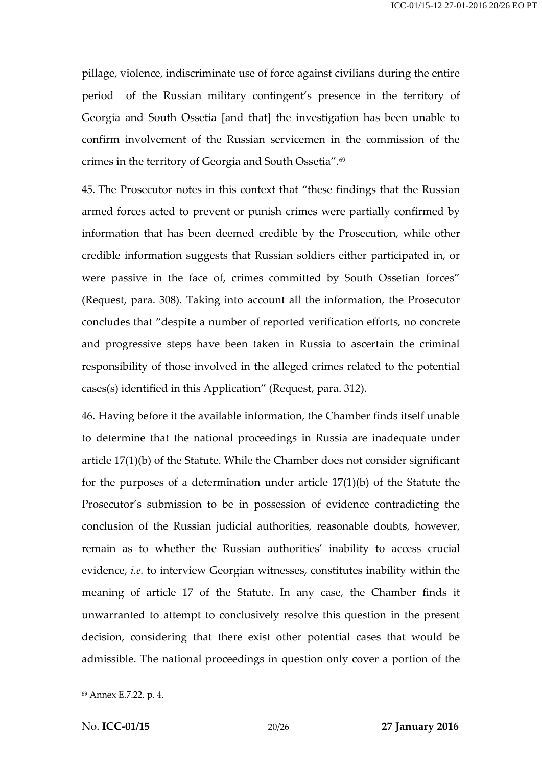pillage, violence, indiscriminate use of force against civilians during the entire period of the Russian military contingent's presence in the territory of Georgia and South Ossetia [and that] the investigation has been unable to confirm involvement of the Russian servicemen in the commission of the crimes in the territory of Georgia and South Ossetia".[69]

45. The Prosecutor notes in this context that "these findings that the Russian armed forces acted to prevent or punish crimes were partially confirmed by information that has been deemed credible by the Prosecution, while other credible information suggests that Russian soldiers either participated in, or were passive in the face of, crimes committed by South Ossetian forces" (Request, para. 308). Taking into account all the information, the Prosecutor concludes that "despite a number of reported verification efforts, no concrete and progressive steps have been taken in Russia to ascertain the criminal responsibility of those involved in the alleged crimes related to the potential cases(s) identified in this Application" (Request, para. 312).

46. Having before it the available information, the Chamber finds itself unable to determine that the national proceedings in Russia are inadequate under article 17(1)(b) of the Statute. While the Chamber does not consider significant for the purposes of a determination under article 17(1)(b) of the Statute the Prosecutor's submission to be in possession of evidence contradicting the conclusion of the Russian judicial authorities, reasonable doubts, however, remain as to whether the Russian authorities' inability to access crucial evidence, *i.e.* to interview Georgian witnesses, constitutes inability within the meaning of article 17 of the Statute. In any case, the Chamber finds it unwarranted to attempt to conclusively resolve this question in the present decision, considering that there exist other potential cases that would be admissible. The national proceedings in question only cover a portion of the

---

[69] Annex E.7.22, p. 4.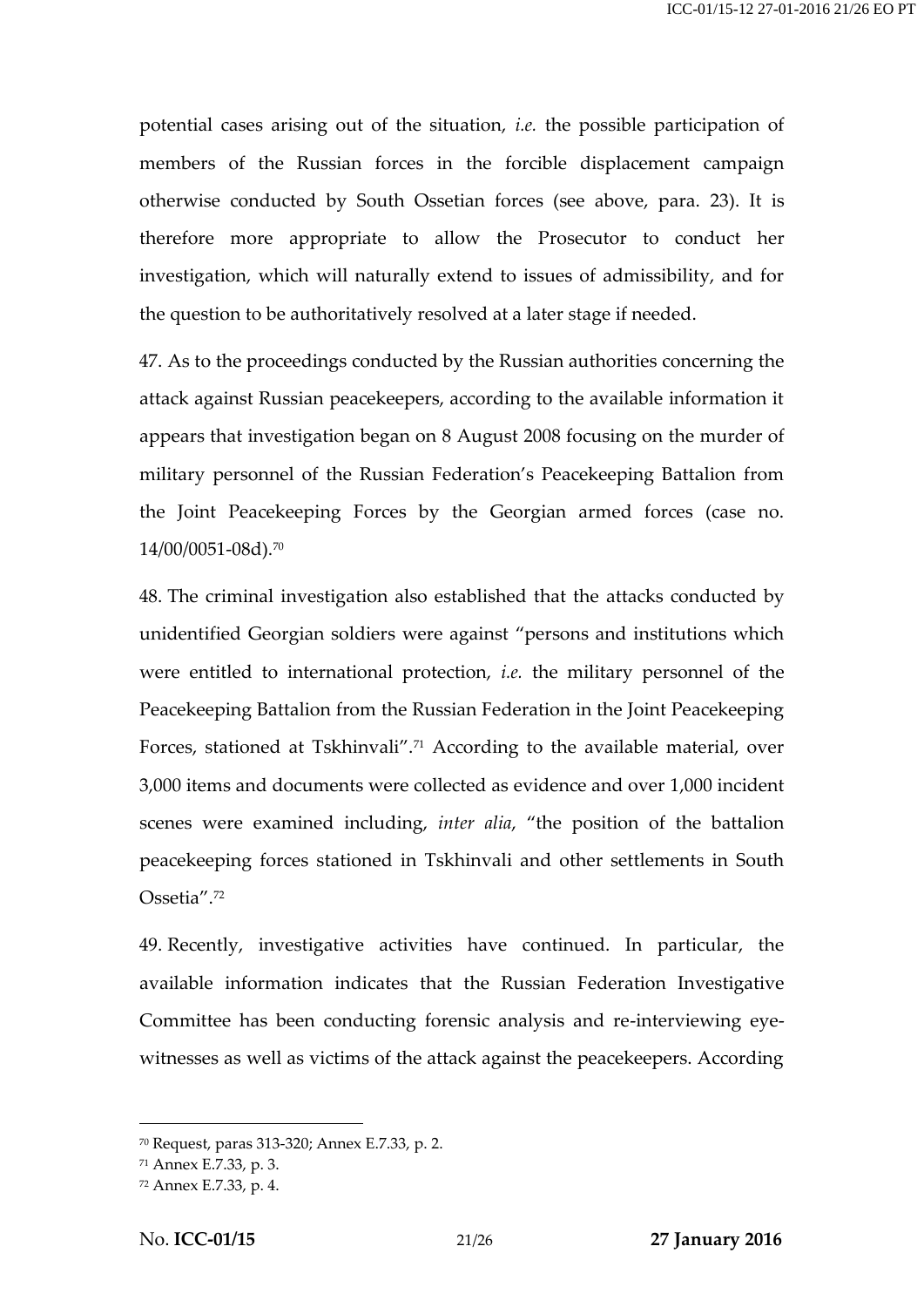potential cases arising out of the situation, *i.e.* the possible participation of members of the Russian forces in the forcible displacement campaign otherwise conducted by South Ossetian forces (see above, para. 23). It is therefore more appropriate to allow the Prosecutor to conduct her investigation, which will naturally extend to issues of admissibility, and for the question to be authoritatively resolved at a later stage if needed.

47. As to the proceedings conducted by the Russian authorities concerning the attack against Russian peacekeepers, according to the available information it appears that investigation began on 8 August 2008 focusing on the murder of military personnel of the Russian Federation's Peacekeeping Battalion from the Joint Peacekeeping Forces by the Georgian armed forces (case no. 14/00/0051-08d).[70]

48. The criminal investigation also established that the attacks conducted by unidentified Georgian soldiers were against "persons and institutions which were entitled to international protection, *i.e.* the military personnel of the Peacekeeping Battalion from the Russian Federation in the Joint Peacekeeping Forces, stationed at Tskhinvali".[71] According to the available material, over 3,000 items and documents were collected as evidence and over 1,000 incident scenes were examined including, *inter alia*, "the position of the battalion peacekeeping forces stationed in Tskhinvali and other settlements in South Ossetia".[72]

49. Recently, investigative activities have continued. In particular, the available information indicates that the Russian Federation Investigative Committee has been conducting forensic analysis and re-interviewing eye-witnesses as well as victims of the attack against the peacekeepers. According

---

[70] Request, paras 313-320; Annex E.7.33, p. 2.

[71] Annex E.7.33, p. 3.

[72] Annex E.7.33, p. 4.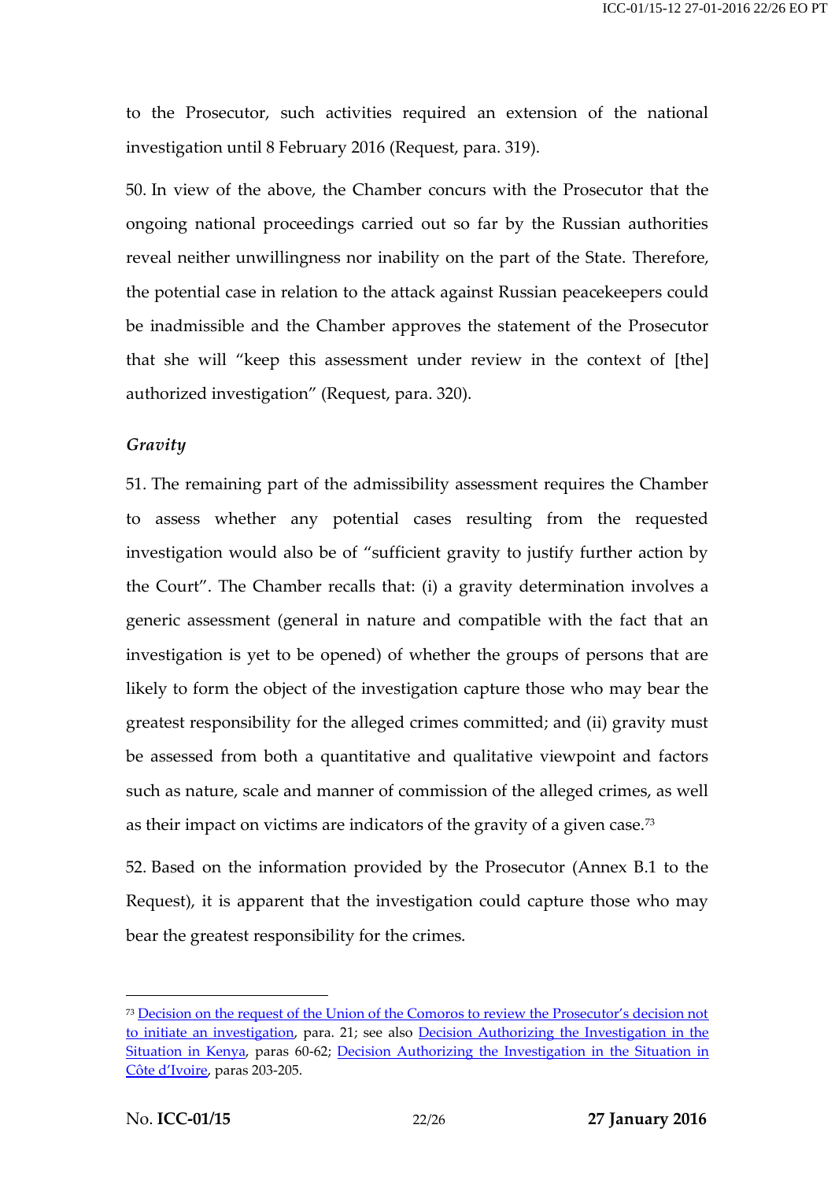to the Prosecutor, such activities required an extension of the national investigation until 8 February 2016 (Request, para. 319).

50. In view of the above, the Chamber concurs with the Prosecutor that the ongoing national proceedings carried out so far by the Russian authorities reveal neither unwillingness nor inability on the part of the State. Therefore, the potential case in relation to the attack against Russian peacekeepers could be inadmissible and the Chamber approves the statement of the Prosecutor that she will "keep this assessment under review in the context of [the] authorized investigation" (Request, para. 320).

*Gravity*

51. The remaining part of the admissibility assessment requires the Chamber to assess whether any potential cases resulting from the requested investigation would also be of "sufficient gravity to justify further action by the Court". The Chamber recalls that: (i) a gravity determination involves a generic assessment (general in nature and compatible with the fact that an investigation is yet to be opened) of whether the groups of persons that are likely to form the object of the investigation capture those who may bear the greatest responsibility for the alleged crimes committed; and (ii) gravity must be assessed from both a quantitative and qualitative viewpoint and factors such as nature, scale and manner of commission of the alleged crimes, as well as their impact on victims are indicators of the gravity of a given case.[73]

52. Based on the information provided by the Prosecutor (Annex B.1 to the Request), it is apparent that the investigation could capture those who may bear the greatest responsibility for the crimes.

---

[73] Decision on the request of the Union of the Comoros to review the Prosecutor's decision not to initiate an investigation, para. 21; see also Decision Authorizing the Investigation in the Situation in Kenya, paras 60-62; Decision Authorizing the Investigation in the Situation in Côte d'Ivoire, paras 203-205.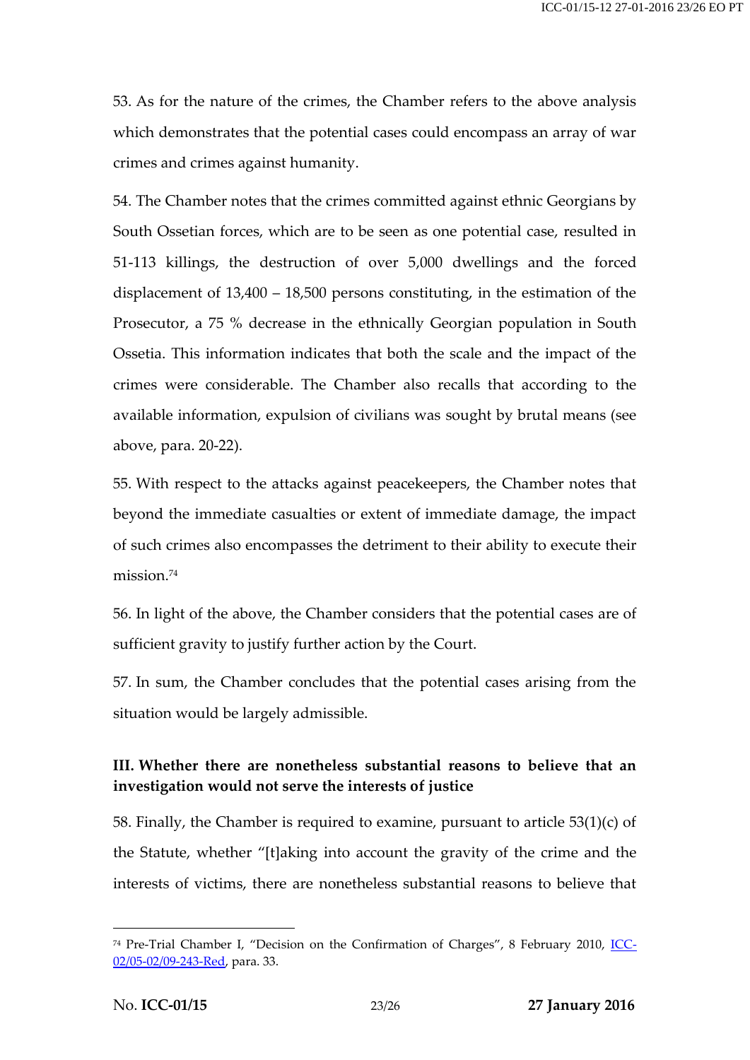53. As for the nature of the crimes, the Chamber refers to the above analysis which demonstrates that the potential cases could encompass an array of war crimes and crimes against humanity.

54. The Chamber notes that the crimes committed against ethnic Georgians by South Ossetian forces, which are to be seen as one potential case, resulted in 51-113 killings, the destruction of over 5,000 dwellings and the forced displacement of 13,400 – 18,500 persons constituting, in the estimation of the Prosecutor, a 75 % decrease in the ethnically Georgian population in South Ossetia. This information indicates that both the scale and the impact of the crimes were considerable. The Chamber also recalls that according to the available information, expulsion of civilians was sought by brutal means (see above, para. 20-22).

55. With respect to the attacks against peacekeepers, the Chamber notes that beyond the immediate casualties or extent of immediate damage, the impact of such crimes also encompasses the detriment to their ability to execute their mission.[74]

56. In light of the above, the Chamber considers that the potential cases are of sufficient gravity to justify further action by the Court.

57. In sum, the Chamber concludes that the potential cases arising from the situation would be largely admissible.

### III. Whether there are nonetheless substantial reasons to believe that an investigation would not serve the interests of justice

58. Finally, the Chamber is required to examine, pursuant to article 53(1)(c) of the Statute, whether "[t]aking into account the gravity of the crime and the interests of victims, there are nonetheless substantial reasons to believe that

---

[74] Pre-Trial Chamber I, "Decision on the Confirmation of Charges", 8 February 2010, ICC-02/05-02/09-243-Red, para. 33.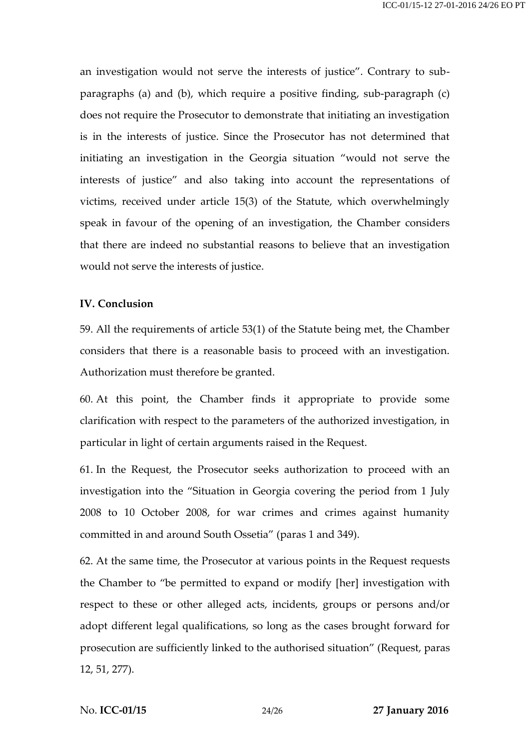an investigation would not serve the interests of justice". Contrary to sub-paragraphs (a) and (b), which require a positive finding, sub-paragraph (c) does not require the Prosecutor to demonstrate that initiating an investigation is in the interests of justice. Since the Prosecutor has not determined that initiating an investigation in the Georgia situation "would not serve the interests of justice" and also taking into account the representations of victims, received under article 15(3) of the Statute, which overwhelmingly speak in favour of the opening of an investigation, the Chamber considers that there are indeed no substantial reasons to believe that an investigation would not serve the interests of justice.

## IV. Conclusion

59. All the requirements of article 53(1) of the Statute being met, the Chamber considers that there is a reasonable basis to proceed with an investigation. Authorization must therefore be granted.

60. At this point, the Chamber finds it appropriate to provide some clarification with respect to the parameters of the authorized investigation, in particular in light of certain arguments raised in the Request.

61. In the Request, the Prosecutor seeks authorization to proceed with an investigation into the "Situation in Georgia covering the period from 1 July 2008 to 10 October 2008, for war crimes and crimes against humanity committed in and around South Ossetia" (paras 1 and 349).

62. At the same time, the Prosecutor at various points in the Request requests the Chamber to "be permitted to expand or modify [her] investigation with respect to these or other alleged acts, incidents, groups or persons and/or adopt different legal qualifications, so long as the cases brought forward for prosecution are sufficiently linked to the authorised situation" (Request, paras 12, 51, 277).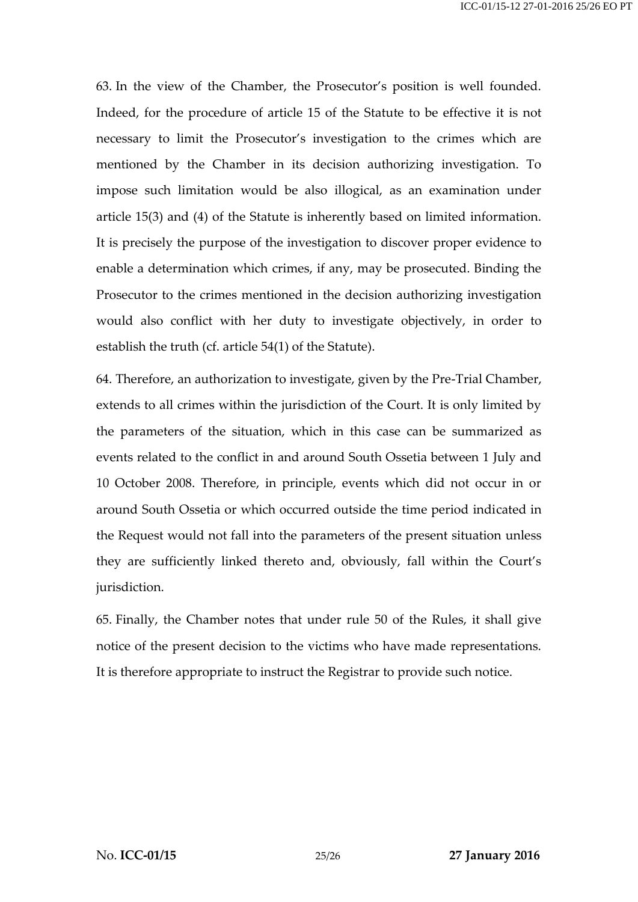63. In the view of the Chamber, the Prosecutor's position is well founded. Indeed, for the procedure of article 15 of the Statute to be effective it is not necessary to limit the Prosecutor's investigation to the crimes which are mentioned by the Chamber in its decision authorizing investigation. To impose such limitation would be also illogical, as an examination under article 15(3) and (4) of the Statute is inherently based on limited information. It is precisely the purpose of the investigation to discover proper evidence to enable a determination which crimes, if any, may be prosecuted. Binding the Prosecutor to the crimes mentioned in the decision authorizing investigation would also conflict with her duty to investigate objectively, in order to establish the truth (cf. article 54(1) of the Statute).

64. Therefore, an authorization to investigate, given by the Pre-Trial Chamber, extends to all crimes within the jurisdiction of the Court. It is only limited by the parameters of the situation, which in this case can be summarized as events related to the conflict in and around South Ossetia between 1 July and 10 October 2008. Therefore, in principle, events which did not occur in or around South Ossetia or which occurred outside the time period indicated in the Request would not fall into the parameters of the present situation unless they are sufficiently linked thereto and, obviously, fall within the Court's jurisdiction.

65. Finally, the Chamber notes that under rule 50 of the Rules, it shall give notice of the present decision to the victims who have made representations. It is therefore appropriate to instruct the Registrar to provide such notice.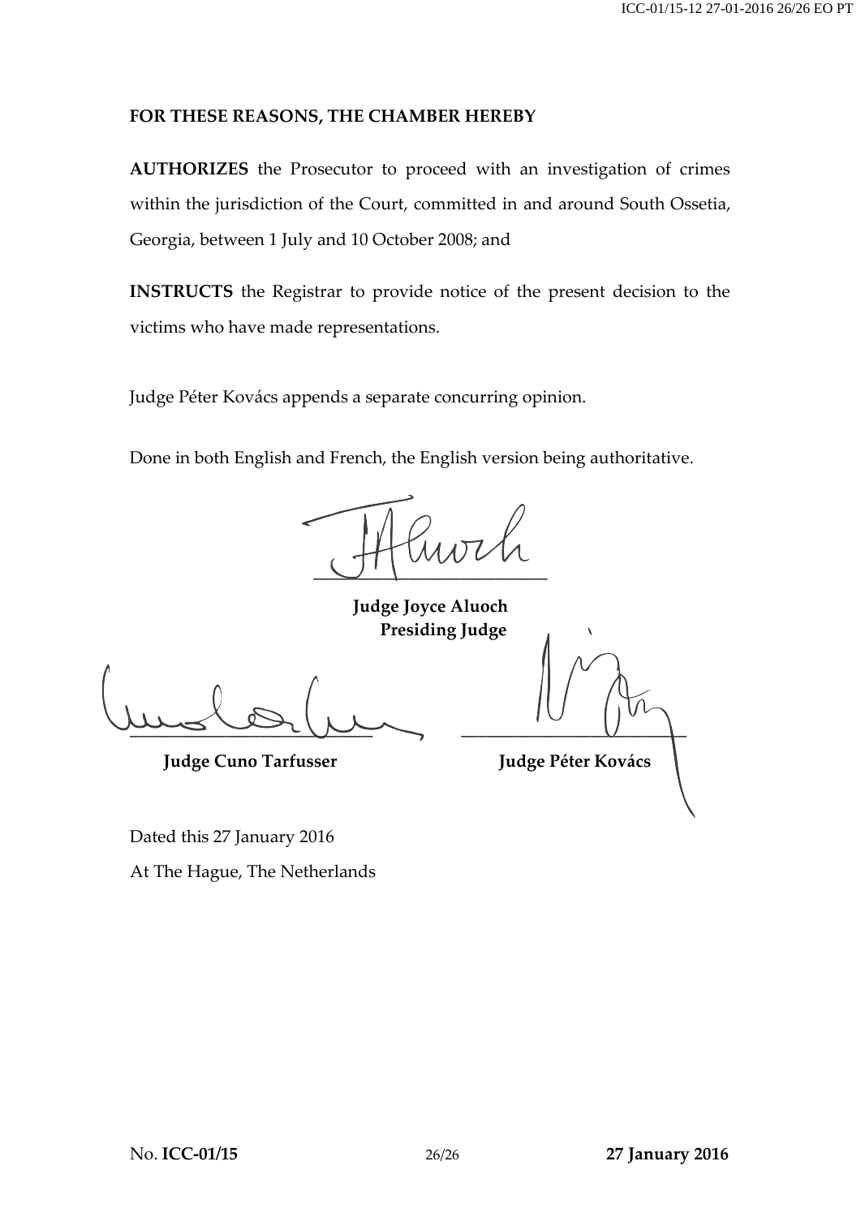**FOR THESE REASONS, THE CHAMBER HEREBY**

**AUTHORIZES** the Prosecutor to proceed with an investigation of crimes within the jurisdiction of the Court, committed in and around South Ossetia, Georgia, between 1 July and 10 October 2008; and

**INSTRUCTS** the Registrar to provide notice of the present decision to the victims who have made representations.

Judge Péter Kovács appends a separate concurring opinion.

Done in both English and French, the English version being authoritative.

**Judge Joyce Aluoch**
**Presiding Judge**

**Judge Cuno Tarfusser** **Judge Péter Kovács**

Dated this 27 January 2016

At The Hague, The Netherlands